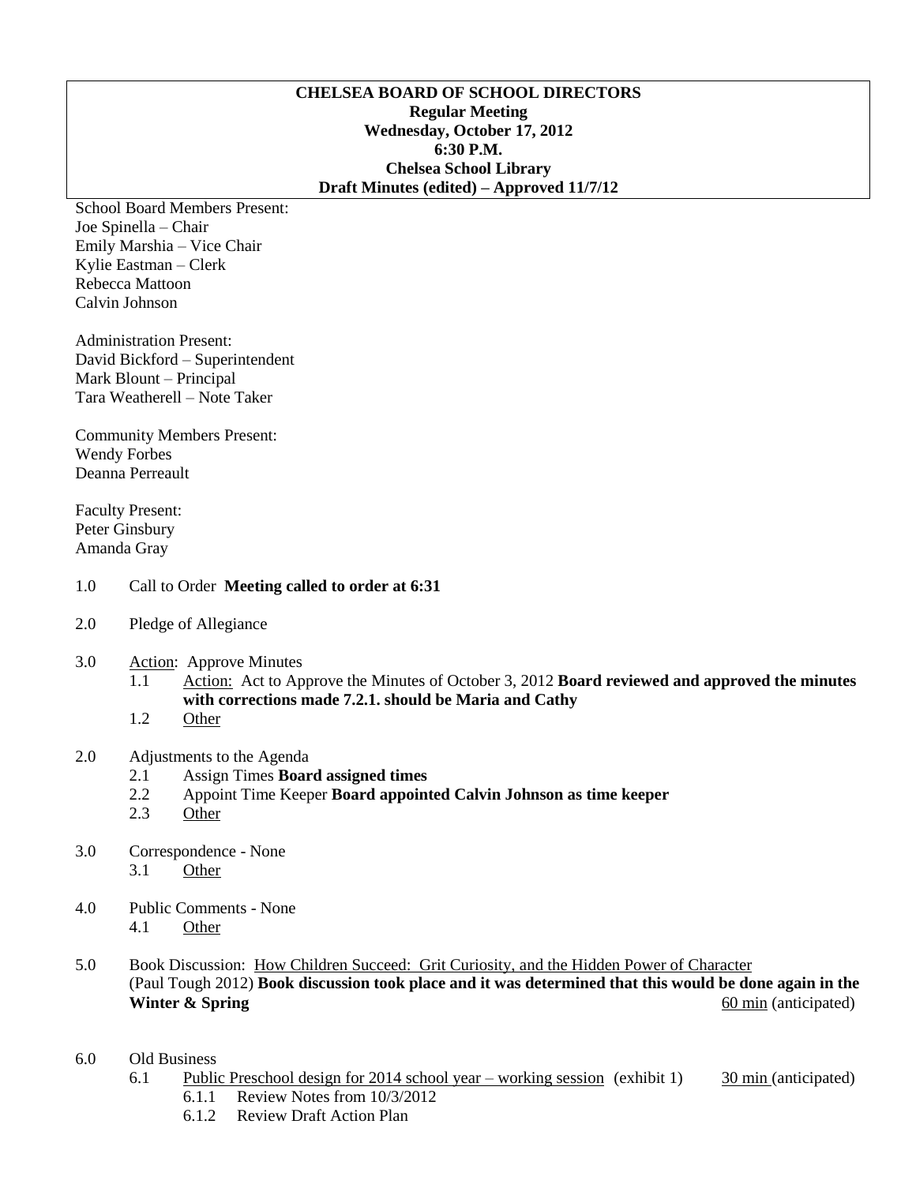**CHELSEA BOARD OF SCHOOL DIRECTORS**
**Regular Meeting**
**Wednesday, October 17, 2012**
**6:30 P.M.**
**Chelsea School Library**
**Draft Minutes (edited) – Approved 11/7/12**

School Board Members Present:
Joe Spinella – Chair
Emily Marshia – Vice Chair
Kylie Eastman – Clerk
Rebecca Mattoon
Calvin Johnson

Administration Present:
David Bickford – Superintendent
Mark Blount – Principal
Tara Weatherell – Note Taker

Community Members Present:
Wendy Forbes
Deanna Perreault

Faculty Present:
Peter Ginsbury
Amanda Gray

1.0 Call to Order **Meeting called to order at 6:31**

2.0 Pledge of Allegiance

3.0 Action: Approve Minutes
- 1.1 Action: Act to Approve the Minutes of October 3, 2012 **Board reviewed and approved the minutes with corrections made 7.2.1. should be Maria and Cathy**
- 1.2 Other

2.0 Adjustments to the Agenda
- 2.1 Assign Times **Board assigned times**
- 2.2 Appoint Time Keeper **Board appointed Calvin Johnson as time keeper**
- 2.3 Other

3.0 Correspondence - None
- 3.1 Other

4.0 Public Comments - None
- 4.1 Other

5.0 Book Discussion: How Children Succeed: Grit Curiosity, and the Hidden Power of Character (Paul Tough 2012) **Book discussion took place and it was determined that this would be done again in the Winter & Spring** 60 min (anticipated)

6.0 Old Business
- 6.1 Public Preschool design for 2014 school year – working session (exhibit 1) 30 min (anticipated)
  - 6.1.1 Review Notes from 10/3/2012
  - 6.1.2 Review Draft Action Plan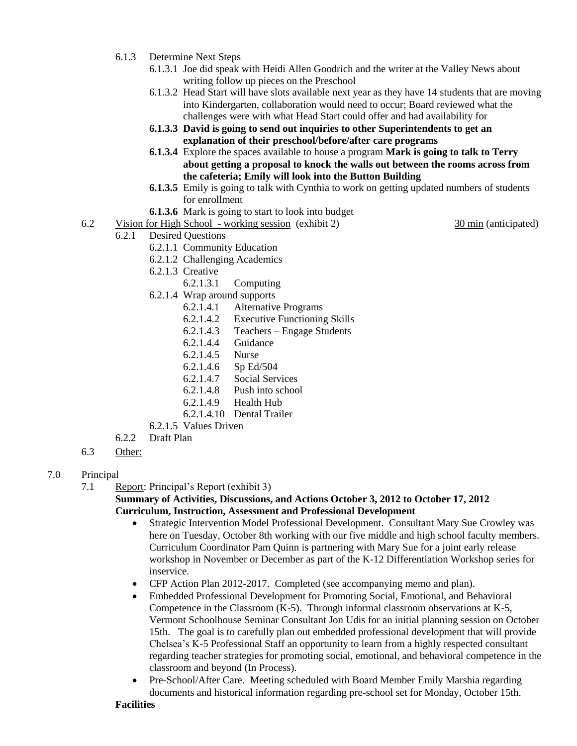- 6.1.3 Determine Next Steps
  - 6.1.3.1 Joe did speak with Heidi Allen Goodrich and the writer at the Valley News about writing follow up pieces on the Preschool
  - 6.1.3.2 Head Start will have slots available next year as they have 14 students that are moving into Kindergarten, collaboration would need to occur; Board reviewed what the challenges were with what Head Start could offer and had availability for
  - **6.1.3.3 David is going to send out inquiries to other Superintendents to get an explanation of their preschool/before/after care programs**
  - **6.1.3.4** Explore the spaces available to house a program **Mark is going to talk to Terry about getting a proposal to knock the walls out between the rooms across from the cafeteria; Emily will look into the Button Building**
  - **6.1.3.5** Emily is going to talk with Cynthia to work on getting updated numbers of students for enrollment
  - **6.1.3.6** Mark is going to start to look into budget

6.2 Vision for High School - working session (exhibit 2) 30 min (anticipated)

- 6.2.1 Desired Questions
  - 6.2.1.1 Community Education
  - 6.2.1.2 Challenging Academics
  - 6.2.1.3 Creative
    - 6.2.1.3.1 Computing
  - 6.2.1.4 Wrap around supports
    - 6.2.1.4.1 Alternative Programs
    - 6.2.1.4.2 Executive Functioning Skills
    - 6.2.1.4.3 Teachers – Engage Students
    - 6.2.1.4.4 Guidance
    - 6.2.1.4.5 Nurse
    - 6.2.1.4.6 Sp Ed/504
    - 6.2.1.4.7 Social Services
    - 6.2.1.4.8 Push into school
    - 6.2.1.4.9 Health Hub
    - 6.2.1.4.10 Dental Trailer
  - 6.2.1.5 Values Driven
- 6.2.2 Draft Plan

6.3 Other:

7.0 Principal

7.1 Report: Principal's Report (exhibit 3)

**Summary of Activities, Discussions, and Actions October 3, 2012 to October 17, 2012**
**Curriculum, Instruction, Assessment and Professional Development**

- Strategic Intervention Model Professional Development. Consultant Mary Sue Crowley was here on Tuesday, October 8th working with our five middle and high school faculty members. Curriculum Coordinator Pam Quinn is partnering with Mary Sue for a joint early release workshop in November or December as part of the K-12 Differentiation Workshop series for inservice.
- CFP Action Plan 2012-2017. Completed (see accompanying memo and plan).
- Embedded Professional Development for Promoting Social, Emotional, and Behavioral Competence in the Classroom (K-5). Through informal classroom observations at K-5, Vermont Schoolhouse Seminar Consultant Jon Udis for an initial planning session on October 15th. The goal is to carefully plan out embedded professional development that will provide Chelsea's K-5 Professional Staff an opportunity to learn from a highly respected consultant regarding teacher strategies for promoting social, emotional, and behavioral competence in the classroom and beyond (In Process).
- Pre-School/After Care. Meeting scheduled with Board Member Emily Marshia regarding documents and historical information regarding pre-school set for Monday, October 15th.

**Facilities**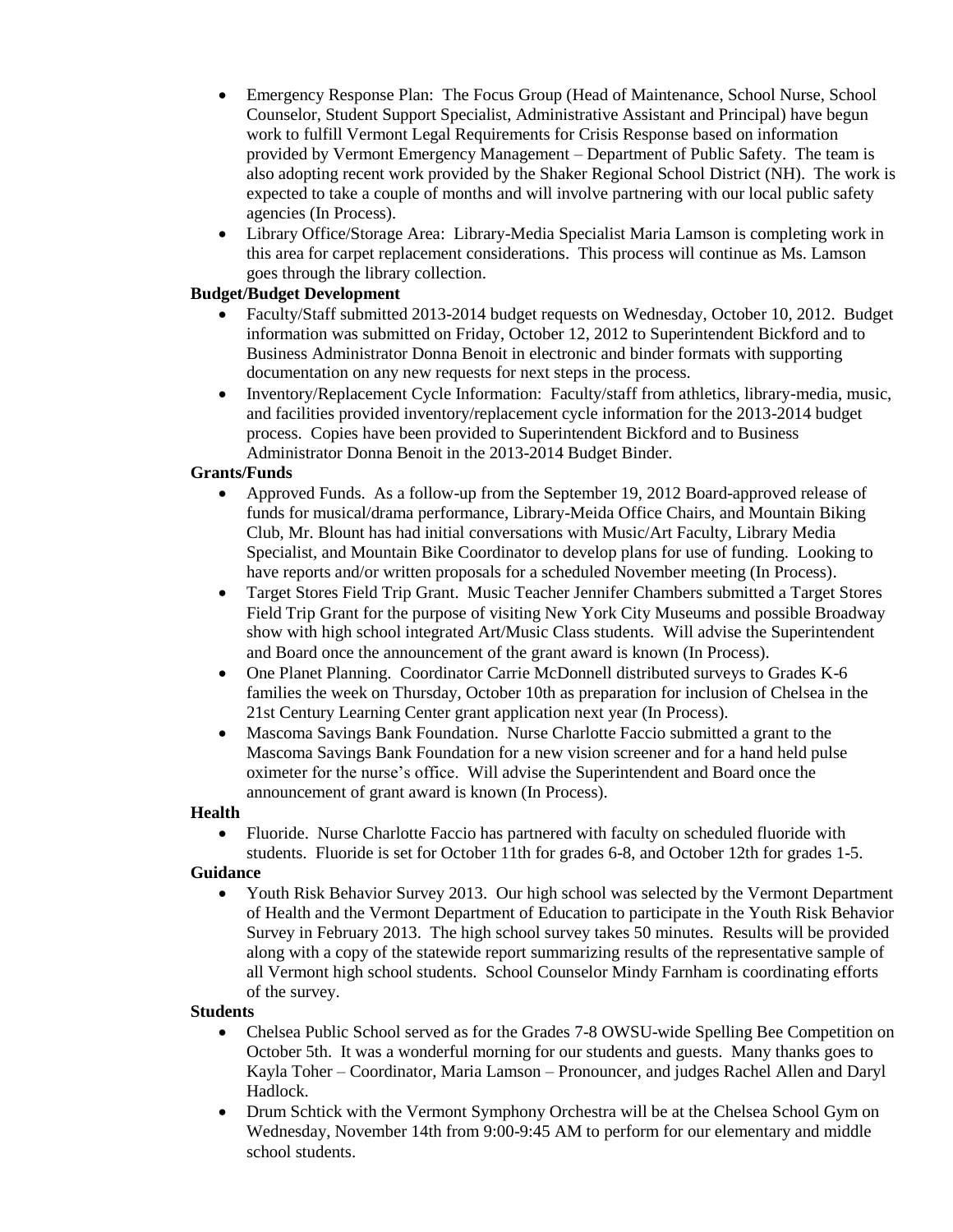- Emergency Response Plan: The Focus Group (Head of Maintenance, School Nurse, School Counselor, Student Support Specialist, Administrative Assistant and Principal) have begun work to fulfill Vermont Legal Requirements for Crisis Response based on information provided by Vermont Emergency Management – Department of Public Safety. The team is also adopting recent work provided by the Shaker Regional School District (NH). The work is expected to take a couple of months and will involve partnering with our local public safety agencies (In Process).
- Library Office/Storage Area: Library-Media Specialist Maria Lamson is completing work in this area for carpet replacement considerations. This process will continue as Ms. Lamson goes through the library collection.

**Budget/Budget Development**

- Faculty/Staff submitted 2013-2014 budget requests on Wednesday, October 10, 2012. Budget information was submitted on Friday, October 12, 2012 to Superintendent Bickford and to Business Administrator Donna Benoit in electronic and binder formats with supporting documentation on any new requests for next steps in the process.
- Inventory/Replacement Cycle Information: Faculty/staff from athletics, library-media, music, and facilities provided inventory/replacement cycle information for the 2013-2014 budget process. Copies have been provided to Superintendent Bickford and to Business Administrator Donna Benoit in the 2013-2014 Budget Binder.

**Grants/Funds**

- Approved Funds. As a follow-up from the September 19, 2012 Board-approved release of funds for musical/drama performance, Library-Meida Office Chairs, and Mountain Biking Club, Mr. Blount has had initial conversations with Music/Art Faculty, Library Media Specialist, and Mountain Bike Coordinator to develop plans for use of funding. Looking to have reports and/or written proposals for a scheduled November meeting (In Process).
- Target Stores Field Trip Grant. Music Teacher Jennifer Chambers submitted a Target Stores Field Trip Grant for the purpose of visiting New York City Museums and possible Broadway show with high school integrated Art/Music Class students. Will advise the Superintendent and Board once the announcement of the grant award is known (In Process).
- One Planet Planning. Coordinator Carrie McDonnell distributed surveys to Grades K-6 families the week on Thursday, October 10th as preparation for inclusion of Chelsea in the 21st Century Learning Center grant application next year (In Process).
- Mascoma Savings Bank Foundation. Nurse Charlotte Faccio submitted a grant to the Mascoma Savings Bank Foundation for a new vision screener and for a hand held pulse oximeter for the nurse's office. Will advise the Superintendent and Board once the announcement of grant award is known (In Process).

**Health**

- Fluoride. Nurse Charlotte Faccio has partnered with faculty on scheduled fluoride with students. Fluoride is set for October 11th for grades 6-8, and October 12th for grades 1-5.

**Guidance**

- Youth Risk Behavior Survey 2013. Our high school was selected by the Vermont Department of Health and the Vermont Department of Education to participate in the Youth Risk Behavior Survey in February 2013. The high school survey takes 50 minutes. Results will be provided along with a copy of the statewide report summarizing results of the representative sample of all Vermont high school students. School Counselor Mindy Farnham is coordinating efforts of the survey.

**Students**

- Chelsea Public School served as for the Grades 7-8 OWSU-wide Spelling Bee Competition on October 5th. It was a wonderful morning for our students and guests. Many thanks goes to Kayla Toher – Coordinator, Maria Lamson – Pronouncer, and judges Rachel Allen and Daryl Hadlock.
- Drum Schtick with the Vermont Symphony Orchestra will be at the Chelsea School Gym on Wednesday, November 14th from 9:00-9:45 AM to perform for our elementary and middle school students.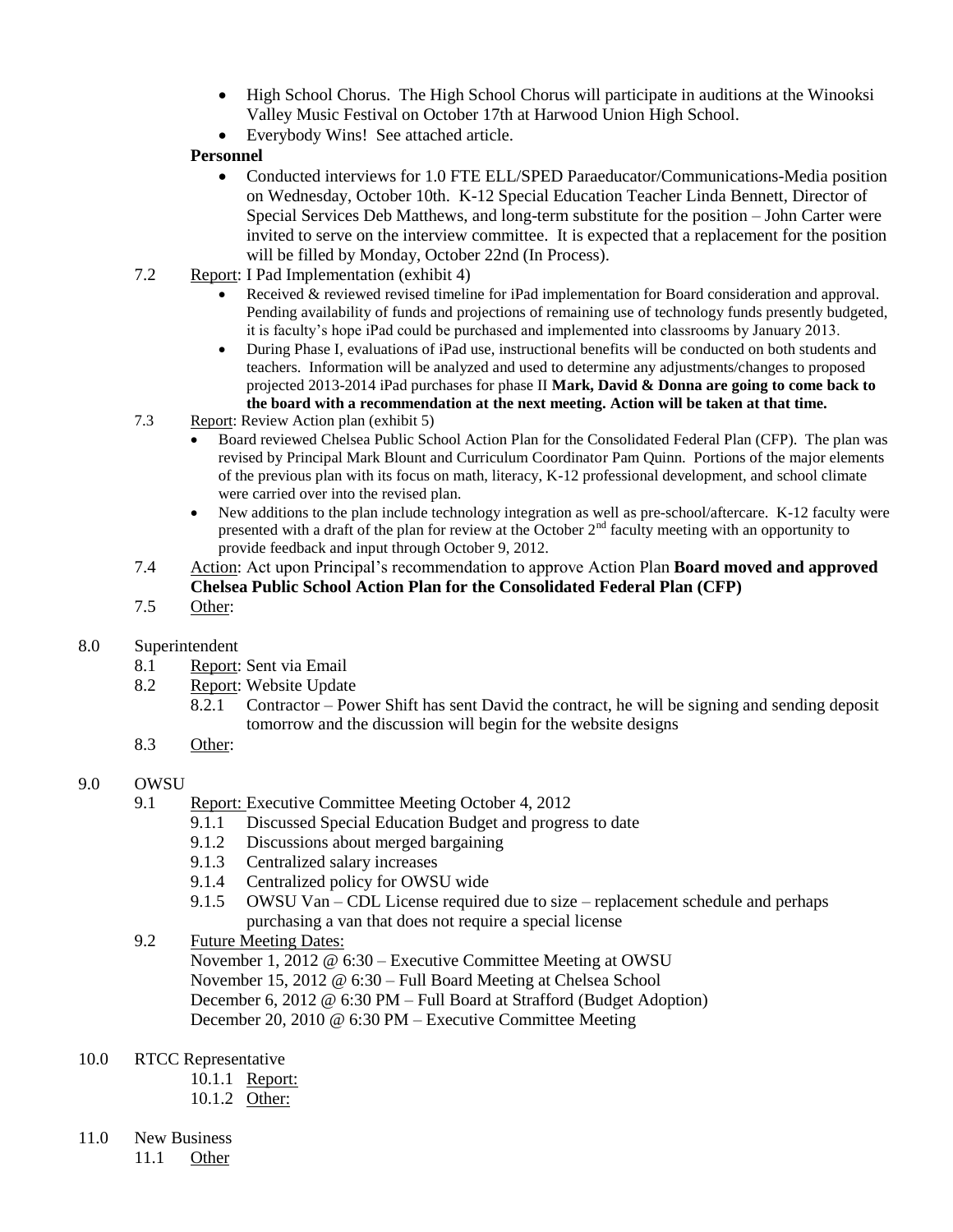- High School Chorus. The High School Chorus will participate in auditions at the Winooksi Valley Music Festival on October 17th at Harwood Union High School.
- Everybody Wins! See attached article.

**Personnel**

- Conducted interviews for 1.0 FTE ELL/SPED Paraeducator/Communications-Media position on Wednesday, October 10th. K-12 Special Education Teacher Linda Bennett, Director of Special Services Deb Matthews, and long-term substitute for the position – John Carter were invited to serve on the interview committee. It is expected that a replacement for the position will be filled by Monday, October 22nd (In Process).

7.2 Report: I Pad Implementation (exhibit 4)

- Received & reviewed revised timeline for iPad implementation for Board consideration and approval. Pending availability of funds and projections of remaining use of technology funds presently budgeted, it is faculty's hope iPad could be purchased and implemented into classrooms by January 2013.
- During Phase I, evaluations of iPad use, instructional benefits will be conducted on both students and teachers. Information will be analyzed and used to determine any adjustments/changes to proposed projected 2013-2014 iPad purchases for phase II **Mark, David & Donna are going to come back to the board with a recommendation at the next meeting. Action will be taken at that time.**

7.3 Report: Review Action plan (exhibit 5)

- Board reviewed Chelsea Public School Action Plan for the Consolidated Federal Plan (CFP). The plan was revised by Principal Mark Blount and Curriculum Coordinator Pam Quinn. Portions of the major elements of the previous plan with its focus on math, literacy, K-12 professional development, and school climate were carried over into the revised plan.
- New additions to the plan include technology integration as well as pre-school/aftercare. K-12 faculty were presented with a draft of the plan for review at the October 2nd faculty meeting with an opportunity to provide feedback and input through October 9, 2012.

7.4 Action: Act upon Principal's recommendation to approve Action Plan **Board moved and approved Chelsea Public School Action Plan for the Consolidated Federal Plan (CFP)**

7.5 Other:

8.0 Superintendent

8.1 Report: Sent via Email

8.2 Report: Website Update

8.2.1 Contractor – Power Shift has sent David the contract, he will be signing and sending deposit tomorrow and the discussion will begin for the website designs

8.3 Other:

9.0 OWSU

9.1 Report: Executive Committee Meeting October 4, 2012

9.1.1 Discussed Special Education Budget and progress to date

9.1.2 Discussions about merged bargaining

9.1.3 Centralized salary increases

9.1.4 Centralized policy for OWSU wide

9.1.5 OWSU Van – CDL License required due to size – replacement schedule and perhaps purchasing a van that does not require a special license

9.2 Future Meeting Dates:

November 1, 2012 @ 6:30 – Executive Committee Meeting at OWSU
November 15, 2012 @ 6:30 – Full Board Meeting at Chelsea School
December 6, 2012 @ 6:30 PM – Full Board at Strafford (Budget Adoption)
December 20, 2010 @ 6:30 PM – Executive Committee Meeting

10.0 RTCC Representative

10.1.1 Report:

10.1.2 Other:

11.0 New Business

11.1 Other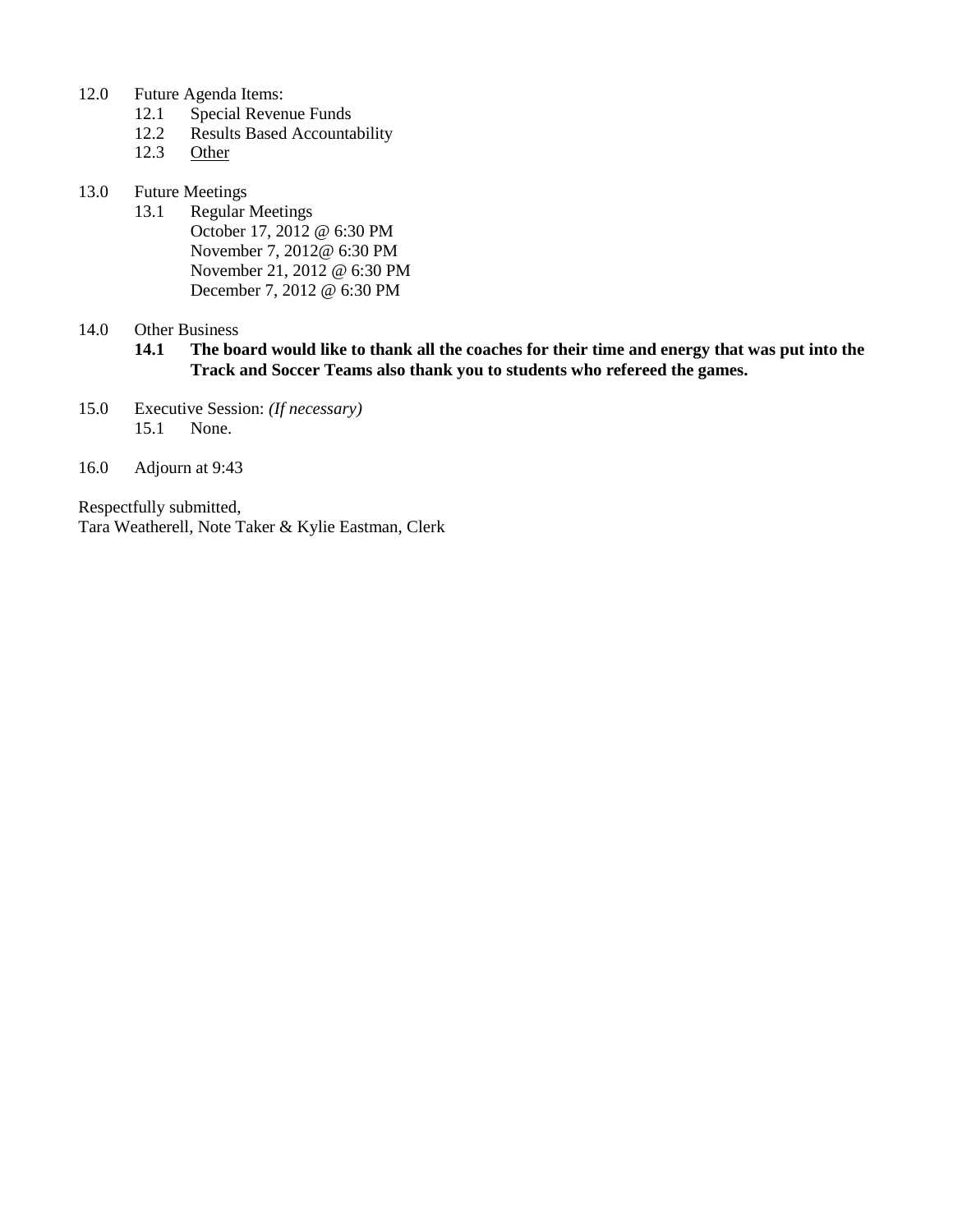12.0 Future Agenda Items:
- 12.1 Special Revenue Funds
- 12.2 Results Based Accountability
- 12.3 Other

13.0 Future Meetings
- 13.1 Regular Meetings
  - October 17, 2012 @ 6:30 PM
  - November 7, 2012@ 6:30 PM
  - November 21, 2012 @ 6:30 PM
  - December 7, 2012 @ 6:30 PM

14.0 Other Business
- **14.1 The board would like to thank all the coaches for their time and energy that was put into the Track and Soccer Teams also thank you to students who refereed the games.**

15.0 Executive Session: *(If necessary)*
- 15.1 None.

16.0 Adjourn at 9:43

Respectfully submitted,
Tara Weatherell, Note Taker & Kylie Eastman, Clerk